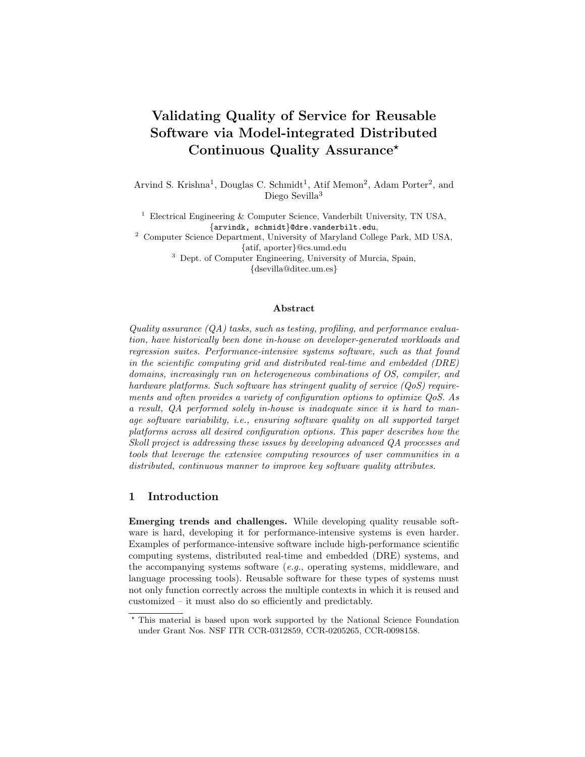# Validating Quality of Service for Reusable Software via Model-integrated Distributed Continuous Quality Assurance*

Arvind S. Krishna[1], Douglas C. Schmidt[1], Atif Memon[2], Adam Porter[2], and Diego Sevilla[3]

[1] Electrical Engineering & Computer Science, Vanderbilt University, TN USA, {arvindk, schmidt}@dre.vanderbilt.edu,
[2] Computer Science Department, University of Maryland College Park, MD USA, {atif, aporter}@cs.umd.edu
[3] Dept. of Computer Engineering, University of Murcia, Spain, {dsevilla@ditec.um.es}

#### Abstract

*Quality assurance (QA) tasks, such as testing, profiling, and performance evaluation, have historically been done in-house on developer-generated workloads and regression suites. Performance-intensive systems software, such as that found in the scientific computing grid and distributed real-time and embedded (DRE) domains, increasingly run on heterogeneous combinations of OS, compiler, and hardware platforms. Such software has stringent quality of service (QoS) requirements and often provides a variety of configuration options to optimize QoS. As a result, QA performed solely in-house is inadequate since it is hard to manage software variability, i.e., ensuring software quality on all supported target platforms across all desired configuration options. This paper describes how the Skoll project is addressing these issues by developing advanced QA processes and tools that leverage the extensive computing resources of user communities in a distributed, continuous manner to improve key software quality attributes.*

## 1 Introduction

**Emerging trends and challenges.** While developing quality reusable software is hard, developing it for performance-intensive systems is even harder. Examples of performance-intensive software include high-performance scientific computing systems, distributed real-time and embedded (DRE) systems, and the accompanying systems software (*e.g.*, operating systems, middleware, and language processing tools). Reusable software for these types of systems must not only function correctly across the multiple contexts in which it is reused and customized – it must also do so efficiently and predictably.

* This material is based upon work supported by the National Science Foundation under Grant Nos. NSF ITR CCR-0312859, CCR-0205265, CCR-0098158.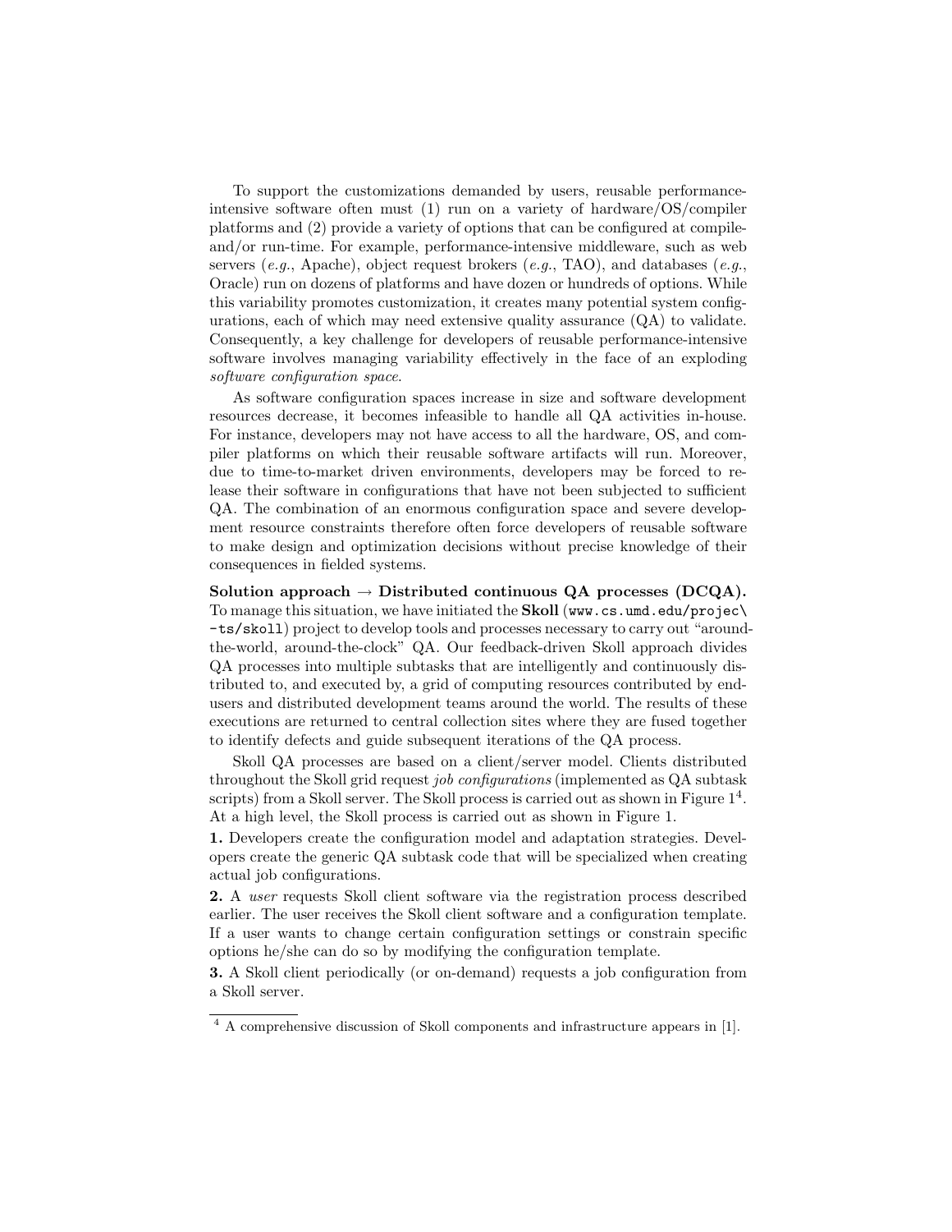To support the customizations demanded by users, reusable performance-intensive software often must (1) run on a variety of hardware/OS/compiler platforms and (2) provide a variety of options that can be configured at compile- and/or run-time. For example, performance-intensive middleware, such as web servers (*e.g.*, Apache), object request brokers (*e.g.*, TAO), and databases (*e.g.*, Oracle) run on dozens of platforms and have dozen or hundreds of options. While this variability promotes customization, it creates many potential system configurations, each of which may need extensive quality assurance (QA) to validate. Consequently, a key challenge for developers of reusable performance-intensive software involves managing variability effectively in the face of an exploding *software configuration space*.

As software configuration spaces increase in size and software development resources decrease, it becomes infeasible to handle all QA activities in-house. For instance, developers may not have access to all the hardware, OS, and compiler platforms on which their reusable software artifacts will run. Moreover, due to time-to-market driven environments, developers may be forced to release their software in configurations that have not been subjected to sufficient QA. The combination of an enormous configuration space and severe development resource constraints therefore often force developers of reusable software to make design and optimization decisions without precise knowledge of their consequences in fielded systems.

**Solution approach → Distributed continuous QA processes (DCQA).** To manage this situation, we have initiated the **Skoll** (`www.cs.umd.edu/projec\-ts/skoll`) project to develop tools and processes necessary to carry out "around-the-world, around-the-clock" QA. Our feedback-driven Skoll approach divides QA processes into multiple subtasks that are intelligently and continuously distributed to, and executed by, a grid of computing resources contributed by end-users and distributed development teams around the world. The results of these executions are returned to central collection sites where they are fused together to identify defects and guide subsequent iterations of the QA process.

Skoll QA processes are based on a client/server model. Clients distributed throughout the Skoll grid request *job configurations* (implemented as QA subtask scripts) from a Skoll server. The Skoll process is carried out as shown in Figure 1[4]. At a high level, the Skoll process is carried out as shown in Figure 1.

**1.** Developers create the configuration model and adaptation strategies. Developers create the generic QA subtask code that will be specialized when creating actual job configurations.

**2.** A *user* requests Skoll client software via the registration process described earlier. The user receives the Skoll client software and a configuration template. If a user wants to change certain configuration settings or constrain specific options he/she can do so by modifying the configuration template.

**3.** A Skoll client periodically (or on-demand) requests a job configuration from a Skoll server.

[4] A comprehensive discussion of Skoll components and infrastructure appears in [1].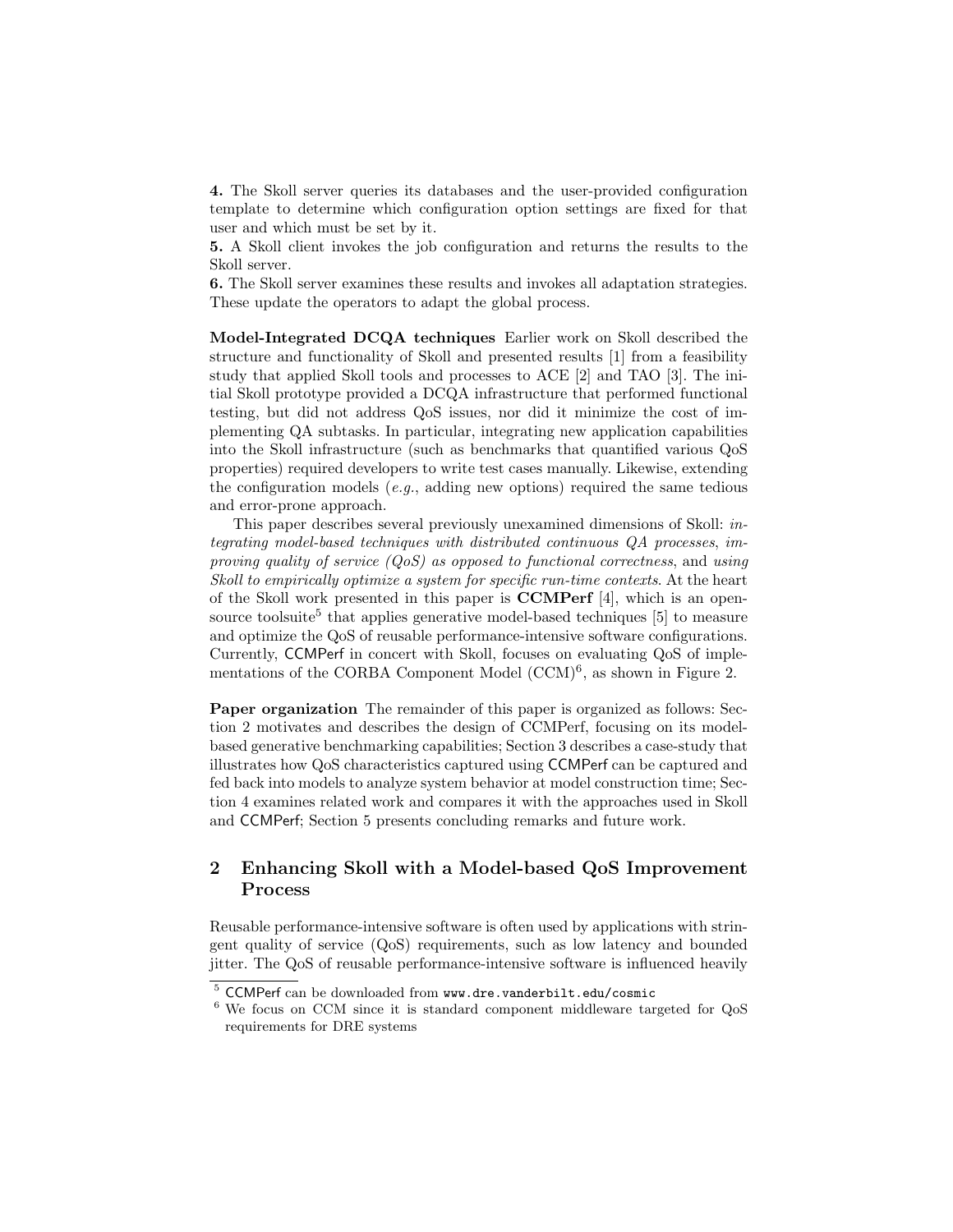**4.** The Skoll server queries its databases and the user-provided configuration template to determine which configuration option settings are fixed for that user and which must be set by it.

**5.** A Skoll client invokes the job configuration and returns the results to the Skoll server.

**6.** The Skoll server examines these results and invokes all adaptation strategies. These update the operators to adapt the global process.

**Model-Integrated DCQA techniques** Earlier work on Skoll described the structure and functionality of Skoll and presented results [1] from a feasibility study that applied Skoll tools and processes to ACE [2] and TAO [3]. The initial Skoll prototype provided a DCQA infrastructure that performed functional testing, but did not address QoS issues, nor did it minimize the cost of implementing QA subtasks. In particular, integrating new application capabilities into the Skoll infrastructure (such as benchmarks that quantified various QoS properties) required developers to write test cases manually. Likewise, extending the configuration models (*e.g.*, adding new options) required the same tedious and error-prone approach.

This paper describes several previously unexamined dimensions of Skoll: *integrating model-based techniques with distributed continuous QA processes*, *improving quality of service (QoS) as opposed to functional correctness*, and *using Skoll to empirically optimize a system for specific run-time contexts*. At the heart of the Skoll work presented in this paper is **CCMPerf** [4], which is an open-source toolsuite[5] that applies generative model-based techniques [5] to measure and optimize the QoS of reusable performance-intensive software configurations. Currently, CCMPerf in concert with Skoll, focuses on evaluating QoS of implementations of the CORBA Component Model (CCM)[6], as shown in Figure 2.

**Paper organization** The remainder of this paper is organized as follows: Section 2 motivates and describes the design of CCMPerf, focusing on its model-based generative benchmarking capabilities; Section 3 describes a case-study that illustrates how QoS characteristics captured using CCMPerf can be captured and fed back into models to analyze system behavior at model construction time; Section 4 examines related work and compares it with the approaches used in Skoll and CCMPerf; Section 5 presents concluding remarks and future work.

## 2 Enhancing Skoll with a Model-based QoS Improvement Process

Reusable performance-intensive software is often used by applications with stringent quality of service (QoS) requirements, such as low latency and bounded jitter. The QoS of reusable performance-intensive software is influenced heavily

---

[5] CCMPerf can be downloaded from `www.dre.vanderbilt.edu/cosmic`

[6] We focus on CCM since it is standard component middleware targeted for QoS requirements for DRE systems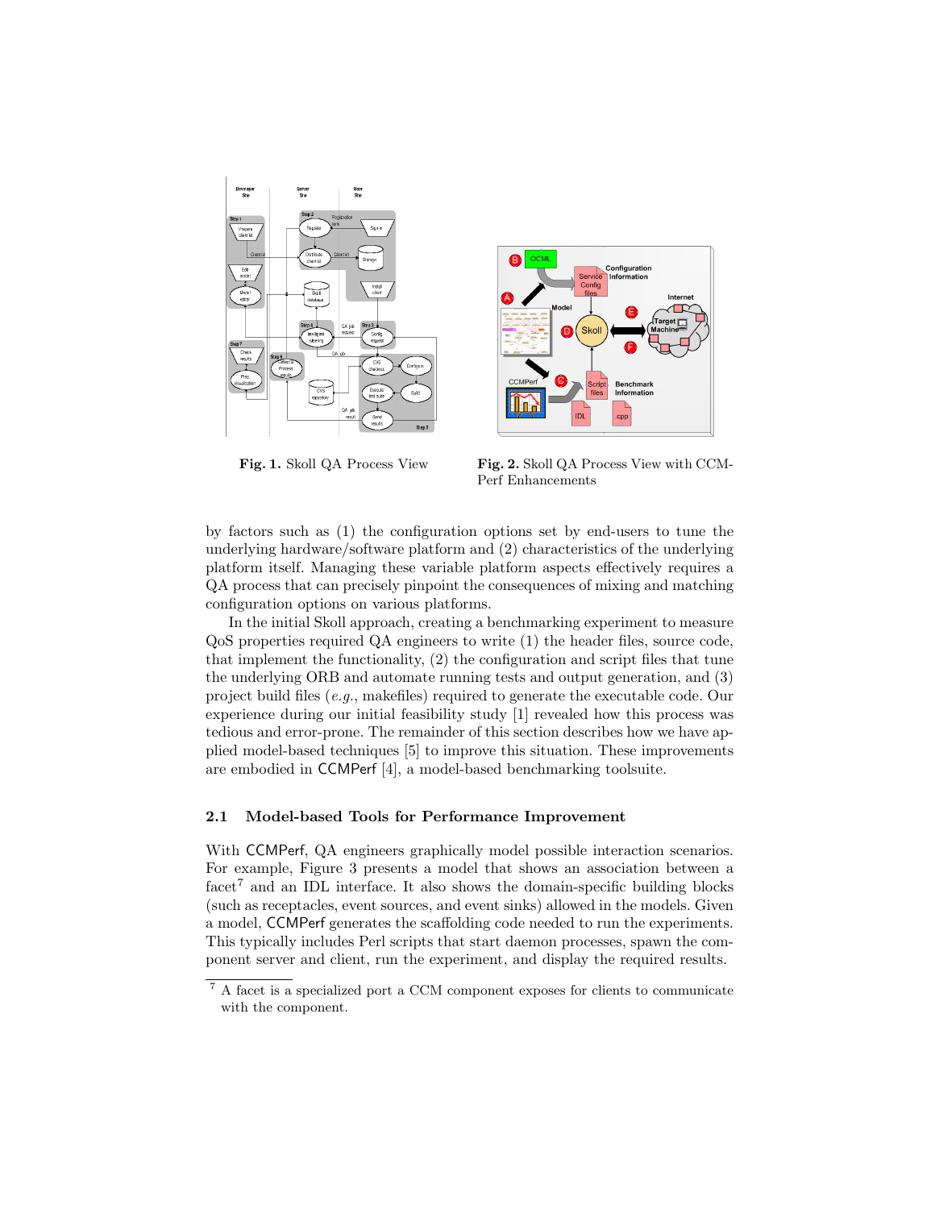Fig. 1. Skoll QA Process View

Fig. 2. Skoll QA Process View with CCMPerf Enhancements

by factors such as (1) the configuration options set by end-users to tune the underlying hardware/software platform and (2) characteristics of the underlying platform itself. Managing these variable platform aspects effectively requires a QA process that can precisely pinpoint the consequences of mixing and matching configuration options on various platforms.

In the initial Skoll approach, creating a benchmarking experiment to measure QoS properties required QA engineers to write (1) the header files, source code, that implement the functionality, (2) the configuration and script files that tune the underlying ORB and automate running tests and output generation, and (3) project build files (*e.g.*, makefiles) required to generate the executable code. Our experience during our initial feasibility study [1] revealed how this process was tedious and error-prone. The remainder of this section describes how we have applied model-based techniques [5] to improve this situation. These improvements are embodied in CCMPerf [4], a model-based benchmarking toolsuite.

### 2.1 Model-based Tools for Performance Improvement

With CCMPerf, QA engineers graphically model possible interaction scenarios. For example, Figure 3 presents a model that shows an association between a facet[7] and an IDL interface. It also shows the domain-specific building blocks (such as receptacles, event sources, and event sinks) allowed in the models. Given a model, CCMPerf generates the scaffolding code needed to run the experiments. This typically includes Perl scripts that start daemon processes, spawn the component server and client, run the experiment, and display the required results.

[7] A facet is a specialized port a CCM component exposes for clients to communicate with the component.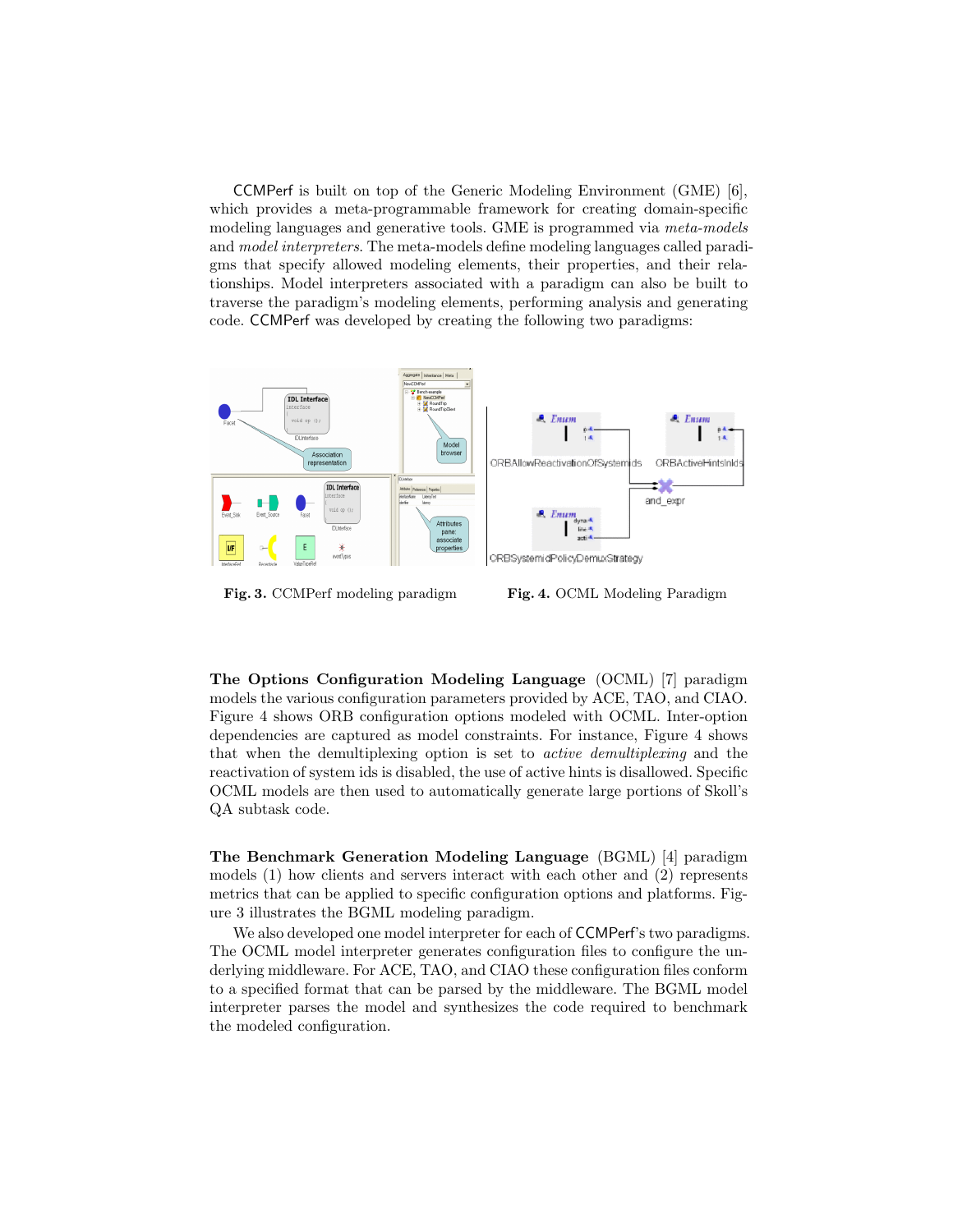CCMPerf is built on top of the Generic Modeling Environment (GME) [6], which provides a meta-programmable framework for creating domain-specific modeling languages and generative tools. GME is programmed via *meta-models* and *model interpreters*. The meta-models define modeling languages called paradigms that specify allowed modeling elements, their properties, and their relationships. Model interpreters associated with a paradigm can also be built to traverse the paradigm's modeling elements, performing analysis and generating code. CCMPerf was developed by creating the following two paradigms:

**Fig. 3.** CCMPerf modeling paradigm

**Fig. 4.** OCML Modeling Paradigm

**The Options Configuration Modeling Language** (OCML) [7] paradigm models the various configuration parameters provided by ACE, TAO, and CIAO. Figure 4 shows ORB configuration options modeled with OCML. Inter-option dependencies are captured as model constraints. For instance, Figure 4 shows that when the demultiplexing option is set to *active demultiplexing* and the reactivation of system ids is disabled, the use of active hints is disallowed. Specific OCML models are then used to automatically generate large portions of Skoll's QA subtask code.

**The Benchmark Generation Modeling Language** (BGML) [4] paradigm models (1) how clients and servers interact with each other and (2) represents metrics that can be applied to specific configuration options and platforms. Figure 3 illustrates the BGML modeling paradigm.

We also developed one model interpreter for each of CCMPerf's two paradigms. The OCML model interpreter generates configuration files to configure the underlying middleware. For ACE, TAO, and CIAO these configuration files conform to a specified format that can be parsed by the middleware. The BGML model interpreter parses the model and synthesizes the code required to benchmark the modeled configuration.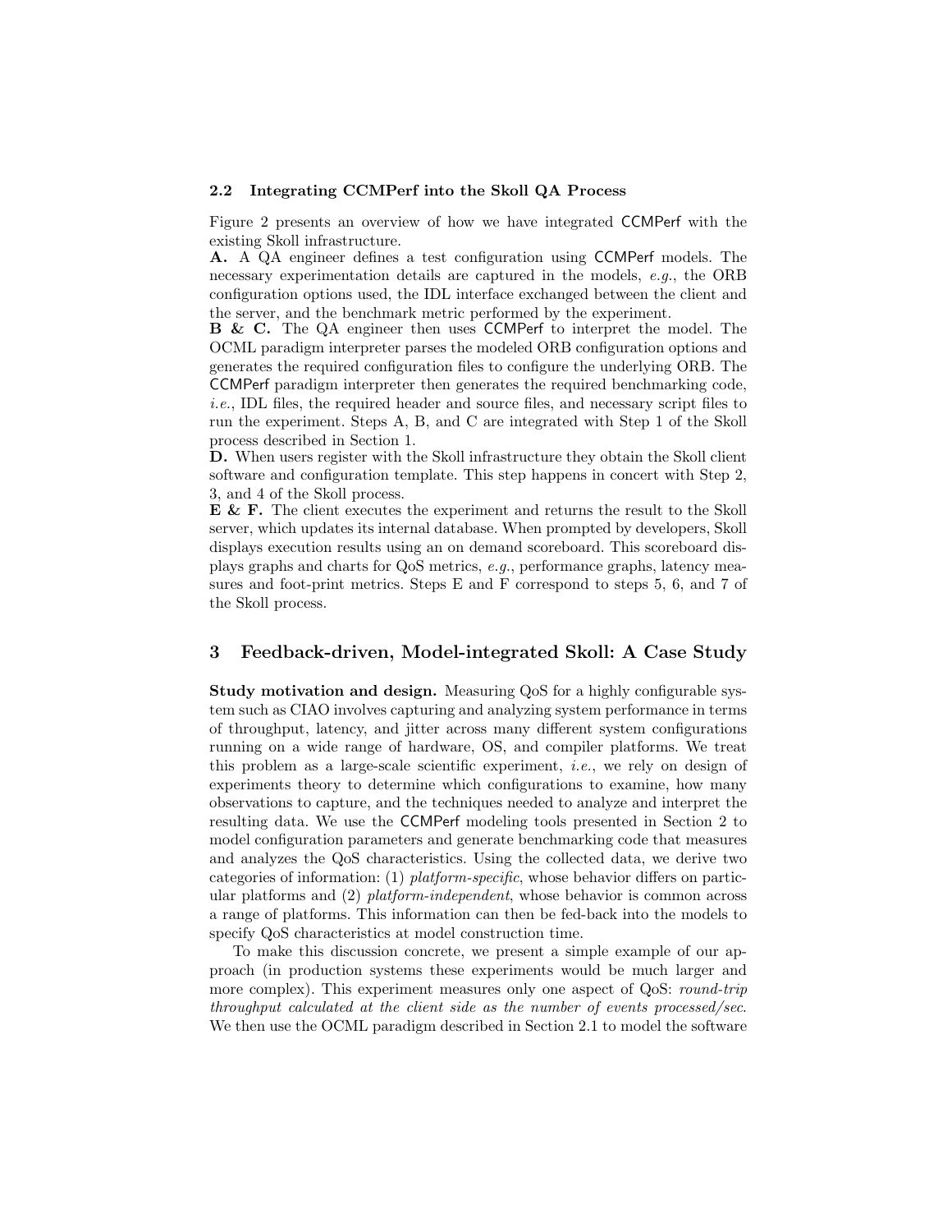### 2.2 Integrating CCMPerf into the Skoll QA Process

Figure 2 presents an overview of how we have integrated CCMPerf with the existing Skoll infrastructure.

**A.** A QA engineer defines a test configuration using CCMPerf models. The necessary experimentation details are captured in the models, *e.g.*, the ORB configuration options used, the IDL interface exchanged between the client and the server, and the benchmark metric performed by the experiment.

**B & C.** The QA engineer then uses CCMPerf to interpret the model. The OCML paradigm interpreter parses the modeled ORB configuration options and generates the required configuration files to configure the underlying ORB. The CCMPerf paradigm interpreter then generates the required benchmarking code, *i.e.*, IDL files, the required header and source files, and necessary script files to run the experiment. Steps A, B, and C are integrated with Step 1 of the Skoll process described in Section 1.

**D.** When users register with the Skoll infrastructure they obtain the Skoll client software and configuration template. This step happens in concert with Step 2, 3, and 4 of the Skoll process.

**E & F.** The client executes the experiment and returns the result to the Skoll server, which updates its internal database. When prompted by developers, Skoll displays execution results using an on demand scoreboard. This scoreboard displays graphs and charts for QoS metrics, *e.g.*, performance graphs, latency measures and foot-print metrics. Steps E and F correspond to steps 5, 6, and 7 of the Skoll process.

## 3 Feedback-driven, Model-integrated Skoll: A Case Study

**Study motivation and design.** Measuring QoS for a highly configurable system such as CIAO involves capturing and analyzing system performance in terms of throughput, latency, and jitter across many different system configurations running on a wide range of hardware, OS, and compiler platforms. We treat this problem as a large-scale scientific experiment, *i.e.*, we rely on design of experiments theory to determine which configurations to examine, how many observations to capture, and the techniques needed to analyze and interpret the resulting data. We use the CCMPerf modeling tools presented in Section 2 to model configuration parameters and generate benchmarking code that measures and analyzes the QoS characteristics. Using the collected data, we derive two categories of information: (1) *platform-specific*, whose behavior differs on particular platforms and (2) *platform-independent*, whose behavior is common across a range of platforms. This information can then be fed-back into the models to specify QoS characteristics at model construction time.

To make this discussion concrete, we present a simple example of our approach (in production systems these experiments would be much larger and more complex). This experiment measures only one aspect of QoS: *round-trip throughput calculated at the client side as the number of events processed/sec*. We then use the OCML paradigm described in Section 2.1 to model the software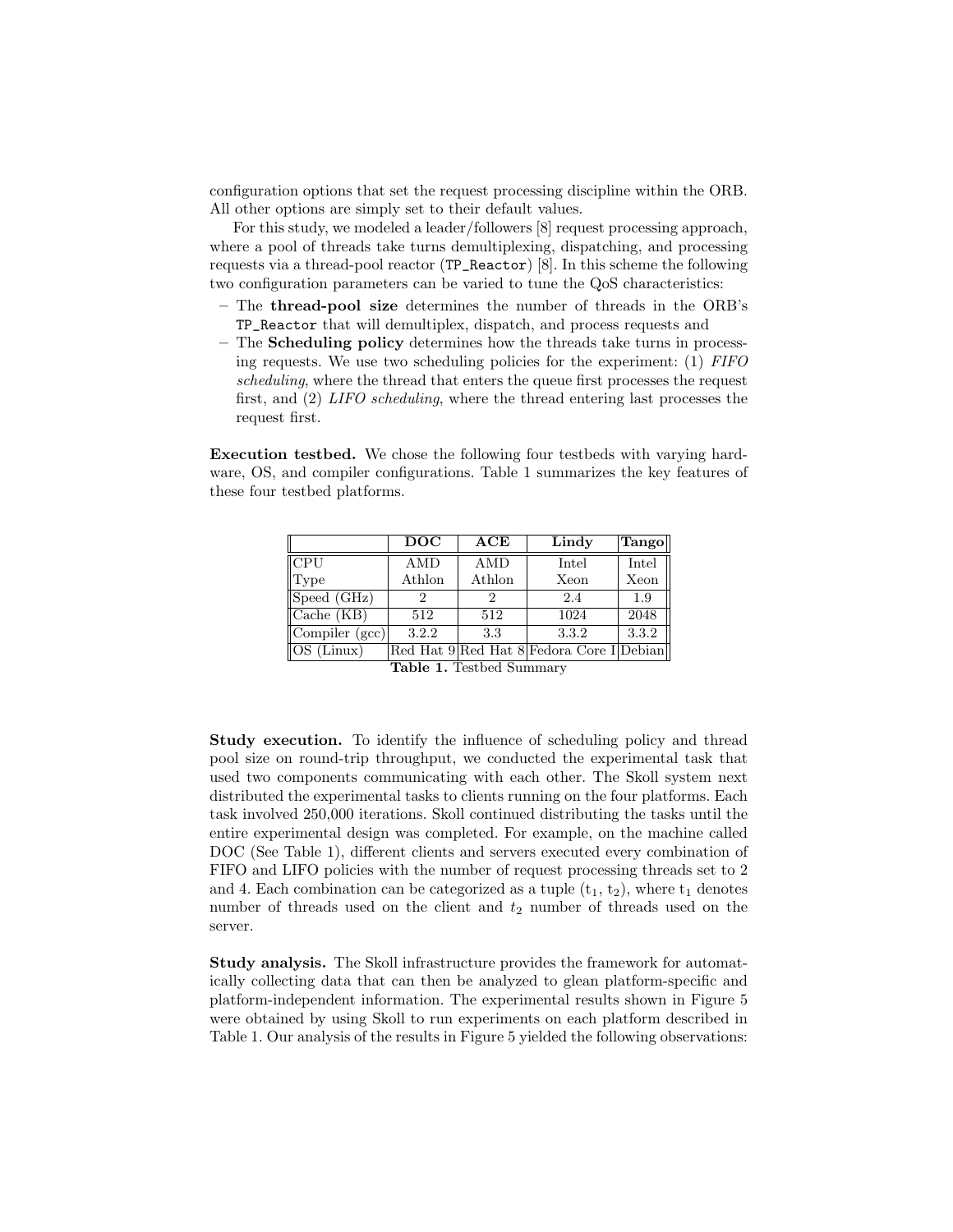configuration options that set the request processing discipline within the ORB. All other options are simply set to their default values.

For this study, we modeled a leader/followers [8] request processing approach, where a pool of threads take turns demultiplexing, dispatching, and processing requests via a thread-pool reactor (`TP_Reactor`) [8]. In this scheme the following two configuration parameters can be varied to tune the QoS characteristics:

- The **thread-pool size** determines the number of threads in the ORB's `TP_Reactor` that will demultiplex, dispatch, and process requests and
- The **Scheduling policy** determines how the threads take turns in processing requests. We use two scheduling policies for the experiment: (1) *FIFO scheduling*, where the thread that enters the queue first processes the request first, and (2) *LIFO scheduling*, where the thread entering last processes the request first.

**Execution testbed.** We chose the following four testbeds with varying hardware, OS, and compiler configurations. Table 1 summarizes the key features of these four testbed platforms.

| | **DOC** | **ACE** | **Lindy** | **Tango** |
|---|---|---|---|---|
| CPU Type | AMD Athlon | AMD Athlon | Intel Xeon | Intel Xeon |
| Speed (GHz) | 2 | 2 | 2.4 | 1.9 |
| Cache (KB) | 512 | 512 | 1024 | 2048 |
| Compiler (gcc) | 3.2.2 | 3.3 | 3.3.2 | 3.3.2 |
| OS (Linux) | Red Hat 9 | Red Hat 8 | Fedora Core I | Debian |

**Table 1.** Testbed Summary

**Study execution.** To identify the influence of scheduling policy and thread pool size on round-trip throughput, we conducted the experimental task that used two components communicating with each other. The Skoll system next distributed the experimental tasks to clients running on the four platforms. Each task involved 250,000 iterations. Skoll continued distributing the tasks until the entire experimental design was completed. For example, on the machine called DOC (See Table 1), different clients and servers executed every combination of FIFO and LIFO policies with the number of request processing threads set to 2 and 4. Each combination can be categorized as a tuple ($t_1$, $t_2$), where $t_1$ denotes number of threads used on the client and $t_2$ number of threads used on the server.

**Study analysis.** The Skoll infrastructure provides the framework for automatically collecting data that can then be analyzed to glean platform-specific and platform-independent information. The experimental results shown in Figure 5 were obtained by using Skoll to run experiments on each platform described in Table 1. Our analysis of the results in Figure 5 yielded the following observations: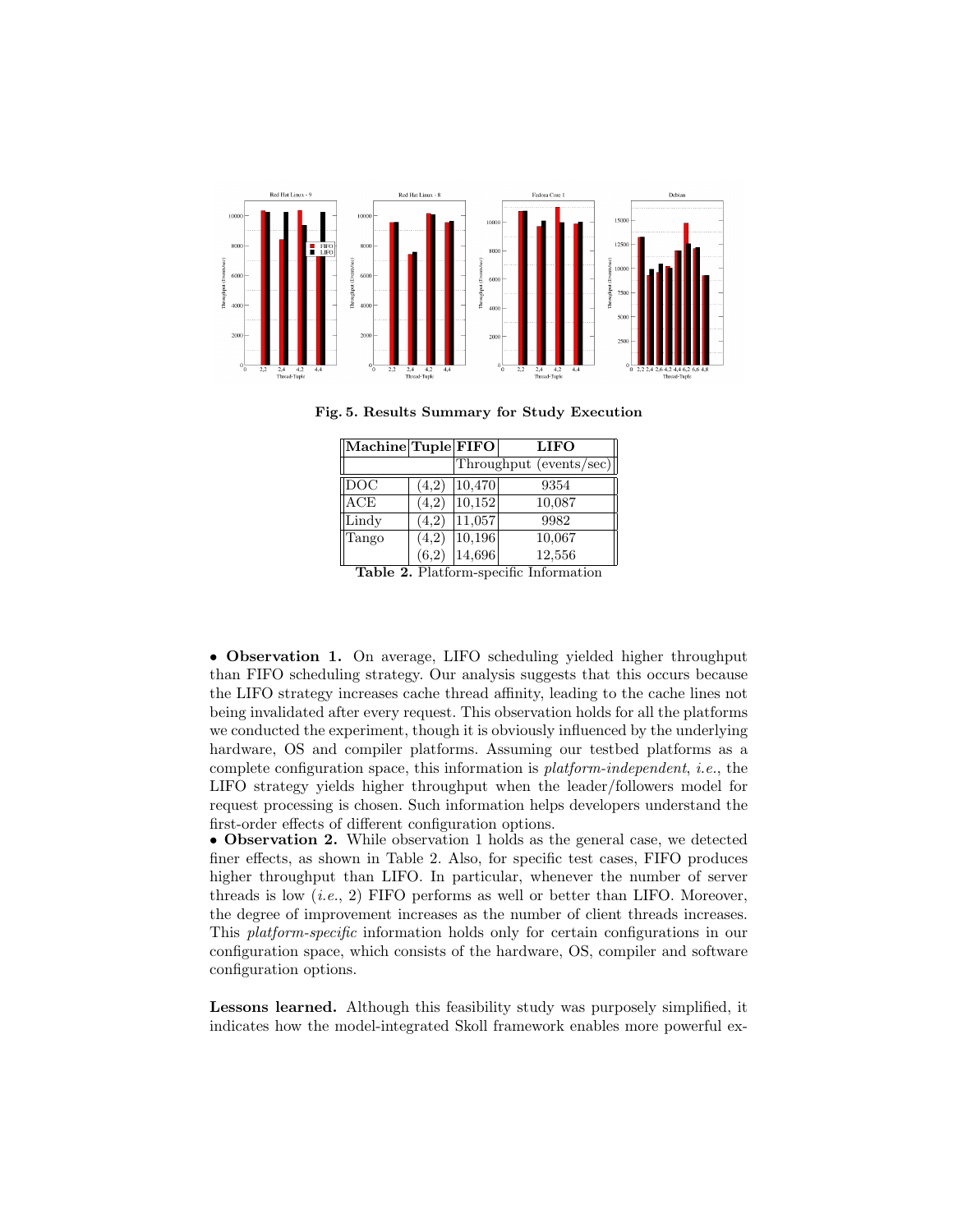**Fig. 5. Results Summary for Study Execution**

| Machine | Tuple | FIFO | LIFO |
|---|---|---|---|
| | | Throughput (events/sec) | |
| DOC | (4,2) | 10,470 | 9354 |
| ACE | (4,2) | 10,152 | 10,087 |
| Lindy | (4,2) | 11,057 | 9982 |
| Tango | (4,2) | 10,196 | 10,067 |
| | (6,2) | 14,696 | 12,556 |

**Table 2.** Platform-specific Information

• **Observation 1.** On average, LIFO scheduling yielded higher throughput than FIFO scheduling strategy. Our analysis suggests that this occurs because the LIFO strategy increases cache thread affinity, leading to the cache lines not being invalidated after every request. This observation holds for all the platforms we conducted the experiment, though it is obviously influenced by the underlying hardware, OS and compiler platforms. Assuming our testbed platforms as a complete configuration space, this information is *platform-independent*, *i.e.*, the LIFO strategy yields higher throughput when the leader/followers model for request processing is chosen. Such information helps developers understand the first-order effects of different configuration options.

• **Observation 2.** While observation 1 holds as the general case, we detected finer effects, as shown in Table 2. Also, for specific test cases, FIFO produces higher throughput than LIFO. In particular, whenever the number of server threads is low (*i.e.*, 2) FIFO performs as well or better than LIFO. Moreover, the degree of improvement increases as the number of client threads increases. This *platform-specific* information holds only for certain configurations in our configuration space, which consists of the hardware, OS, compiler and software configuration options.

**Lessons learned.** Although this feasibility study was purposely simplified, it indicates how the model-integrated Skoll framework enables more powerful ex-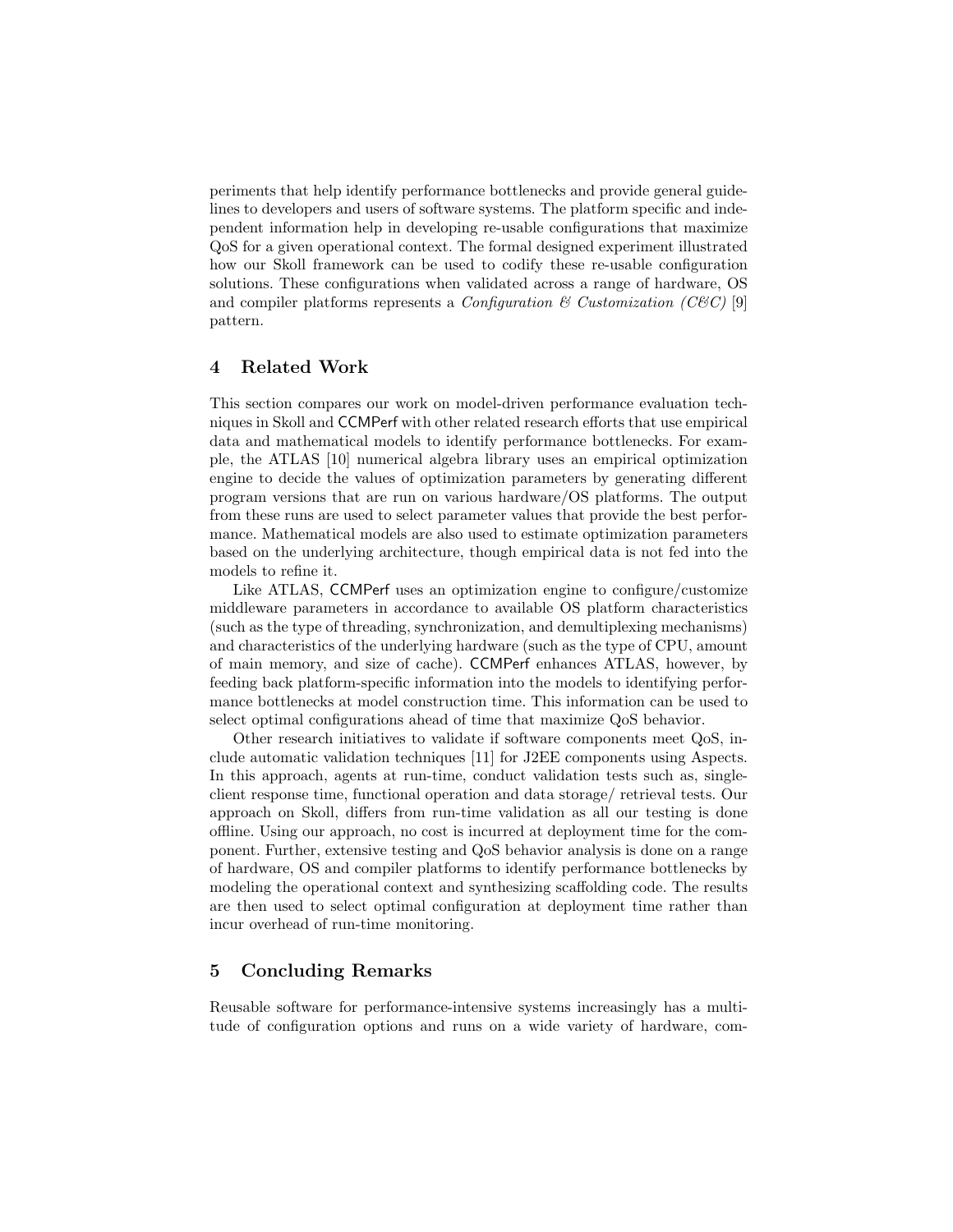periments that help identify performance bottlenecks and provide general guidelines to developers and users of software systems. The platform specific and independent information help in developing re-usable configurations that maximize QoS for a given operational context. The formal designed experiment illustrated how our Skoll framework can be used to codify these re-usable configuration solutions. These configurations when validated across a range of hardware, OS and compiler platforms represents a *Configuration & Customization (C&C)* [9] pattern.

## 4 Related Work

This section compares our work on model-driven performance evaluation techniques in Skoll and CCMPerf with other related research efforts that use empirical data and mathematical models to identify performance bottlenecks. For example, the ATLAS [10] numerical algebra library uses an empirical optimization engine to decide the values of optimization parameters by generating different program versions that are run on various hardware/OS platforms. The output from these runs are used to select parameter values that provide the best performance. Mathematical models are also used to estimate optimization parameters based on the underlying architecture, though empirical data is not fed into the models to refine it.

Like ATLAS, CCMPerf uses an optimization engine to configure/customize middleware parameters in accordance to available OS platform characteristics (such as the type of threading, synchronization, and demultiplexing mechanisms) and characteristics of the underlying hardware (such as the type of CPU, amount of main memory, and size of cache). CCMPerf enhances ATLAS, however, by feeding back platform-specific information into the models to identifying performance bottlenecks at model construction time. This information can be used to select optimal configurations ahead of time that maximize QoS behavior.

Other research initiatives to validate if software components meet QoS, include automatic validation techniques [11] for J2EE components using Aspects. In this approach, agents at run-time, conduct validation tests such as, single-client response time, functional operation and data storage/ retrieval tests. Our approach on Skoll, differs from run-time validation as all our testing is done offline. Using our approach, no cost is incurred at deployment time for the component. Further, extensive testing and QoS behavior analysis is done on a range of hardware, OS and compiler platforms to identify performance bottlenecks by modeling the operational context and synthesizing scaffolding code. The results are then used to select optimal configuration at deployment time rather than incur overhead of run-time monitoring.

## 5 Concluding Remarks

Reusable software for performance-intensive systems increasingly has a multitude of configuration options and runs on a wide variety of hardware, com-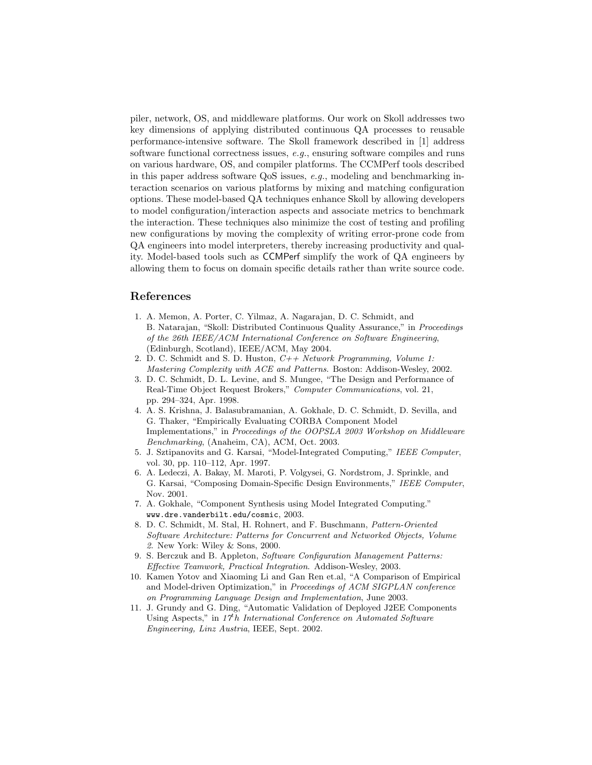piler, network, OS, and middleware platforms. Our work on Skoll addresses two key dimensions of applying distributed continuous QA processes to reusable performance-intensive software. The Skoll framework described in [1] address software functional correctness issues, *e.g.*, ensuring software compiles and runs on various hardware, OS, and compiler platforms. The CCMPerf tools described in this paper address software QoS issues, *e.g.*, modeling and benchmarking interaction scenarios on various platforms by mixing and matching configuration options. These model-based QA techniques enhance Skoll by allowing developers to model configuration/interaction aspects and associate metrics to benchmark the interaction. These techniques also minimize the cost of testing and profiling new configurations by moving the complexity of writing error-prone code from QA engineers into model interpreters, thereby increasing productivity and quality. Model-based tools such as CCMPerf simplify the work of QA engineers by allowing them to focus on domain specific details rather than write source code.

## References

1. A. Memon, A. Porter, C. Yilmaz, A. Nagarajan, D. C. Schmidt, and B. Natarajan, "Skoll: Distributed Continuous Quality Assurance," in *Proceedings of the 26th IEEE/ACM International Conference on Software Engineering*, (Edinburgh, Scotland), IEEE/ACM, May 2004.
2. D. C. Schmidt and S. D. Huston, *C++ Network Programming, Volume 1: Mastering Complexity with ACE and Patterns*. Boston: Addison-Wesley, 2002.
3. D. C. Schmidt, D. L. Levine, and S. Mungee, "The Design and Performance of Real-Time Object Request Brokers," *Computer Communications*, vol. 21, pp. 294–324, Apr. 1998.
4. A. S. Krishna, J. Balasubramanian, A. Gokhale, D. C. Schmidt, D. Sevilla, and G. Thaker, "Empirically Evaluating CORBA Component Model Implementations," in *Proceedings of the OOPSLA 2003 Workshop on Middleware Benchmarking*, (Anaheim, CA), ACM, Oct. 2003.
5. J. Sztipanovits and G. Karsai, "Model-Integrated Computing," *IEEE Computer*, vol. 30, pp. 110–112, Apr. 1997.
6. A. Ledeczi, A. Bakay, M. Maroti, P. Volgysei, G. Nordstrom, J. Sprinkle, and G. Karsai, "Composing Domain-Specific Design Environments," *IEEE Computer*, Nov. 2001.
7. A. Gokhale, "Component Synthesis using Model Integrated Computing." www.dre.vanderbilt.edu/cosmic, 2003.
8. D. C. Schmidt, M. Stal, H. Rohnert, and F. Buschmann, *Pattern-Oriented Software Architecture: Patterns for Concurrent and Networked Objects, Volume 2*. New York: Wiley & Sons, 2000.
9. S. Berczuk and B. Appleton, *Software Configuration Management Patterns: Effective Teamwork, Practical Integration*. Addison-Wesley, 2003.
10. Kamen Yotov and Xiaoming Li and Gan Ren et.al, "A Comparison of Empirical and Model-driven Optimization," in *Proceedings of ACM SIGPLAN conference on Programming Language Design and Implementation*, June 2003.
11. J. Grundy and G. Ding, "Automatic Validation of Deployed J2EE Components Using Aspects," in *17th International Conference on Automated Software Engineering, Linz Austria*, IEEE, Sept. 2002.